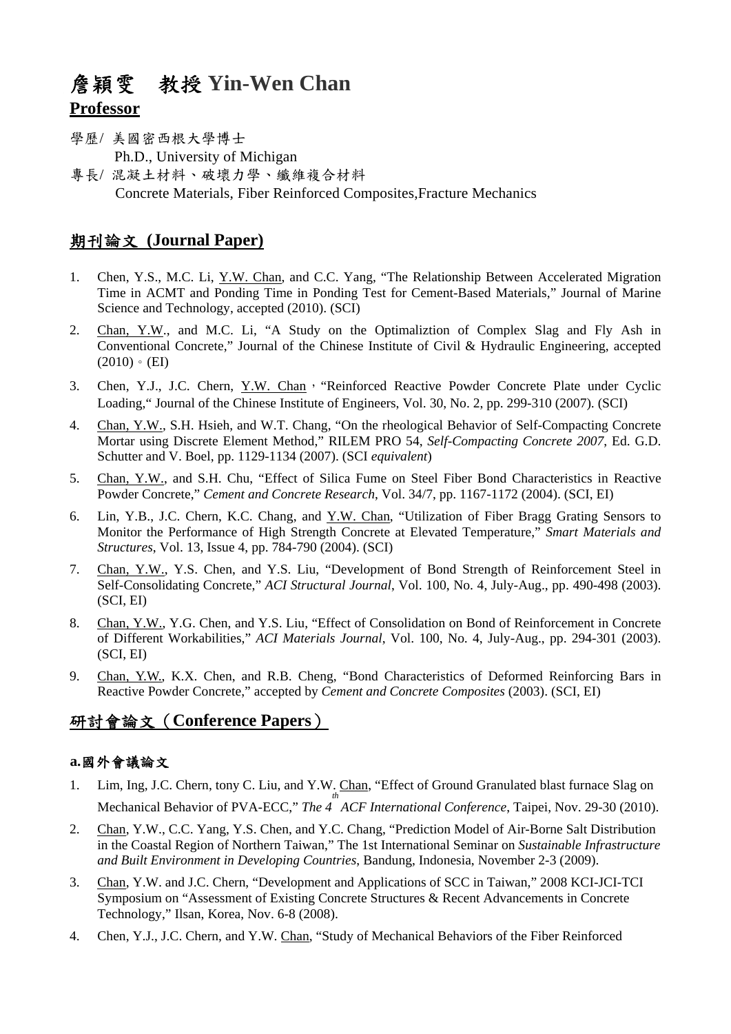# 詹穎雯 教授 Yin-Wen Chan

**Professor**

學歷/ 美國密西根大學博士
Ph.D., University of Michigan

專長/ 混凝土材料、破壞力學、纖維複合材料
Concrete Materials, Fiber Reinforced Composites,Fracture Mechanics

## 期刊論文 (Journal Paper)

1. Chen, Y.S., M.C. Li, Y.W. Chan, and C.C. Yang, "The Relationship Between Accelerated Migration Time in ACMT and Ponding Time in Ponding Test for Cement-Based Materials," Journal of Marine Science and Technology, accepted (2010). (SCI)
2. Chan, Y.W., and M.C. Li, "A Study on the Optimaliztion of Complex Slag and Fly Ash in Conventional Concrete," Journal of the Chinese Institute of Civil & Hydraulic Engineering, accepted (2010)。(EI)
3. Chen, Y.J., J.C. Chern, Y.W. Chan, "Reinforced Reactive Powder Concrete Plate under Cyclic Loading," Journal of the Chinese Institute of Engineers, Vol. 30, No. 2, pp. 299-310 (2007). (SCI)
4. Chan, Y.W., S.H. Hsieh, and W.T. Chang, "On the rheological Behavior of Self-Compacting Concrete Mortar using Discrete Element Method," RILEM PRO 54, *Self-Compacting Concrete 2007*, Ed. G.D. Schutter and V. Boel, pp. 1129-1134 (2007). (SCI *equivalent*)
5. Chan, Y.W., and S.H. Chu, "Effect of Silica Fume on Steel Fiber Bond Characteristics in Reactive Powder Concrete," *Cement and Concrete Research*, Vol. 34/7, pp. 1167-1172 (2004). (SCI, EI)
6. Lin, Y.B., J.C. Chern, K.C. Chang, and Y.W. Chan, "Utilization of Fiber Bragg Grating Sensors to Monitor the Performance of High Strength Concrete at Elevated Temperature," *Smart Materials and Structures*, Vol. 13, Issue 4, pp. 784-790 (2004). (SCI)
7. Chan, Y.W., Y.S. Chen, and Y.S. Liu, "Development of Bond Strength of Reinforcement Steel in Self-Consolidating Concrete," *ACI Structural Journal*, Vol. 100, No. 4, July-Aug., pp. 490-498 (2003). (SCI, EI)
8. Chan, Y.W., Y.G. Chen, and Y.S. Liu, "Effect of Consolidation on Bond of Reinforcement in Concrete of Different Workabilities," *ACI Materials Journal*, Vol. 100, No. 4, July-Aug., pp. 294-301 (2003). (SCI, EI)
9. Chan, Y.W., K.X. Chen, and R.B. Cheng, "Bond Characteristics of Deformed Reinforcing Bars in Reactive Powder Concrete," accepted by *Cement and Concrete Composites* (2003). (SCI, EI)

## 研討會論文（Conference Papers）

### a.國外會議論文

1. Lim, Ing, J.C. Chern, tony C. Liu, and Y.W. Chan, "Effect of Ground Granulated blast furnace Slag on Mechanical Behavior of PVA-ECC," *The 4th ACF International Conference*, Taipei, Nov. 29-30 (2010).
2. Chan, Y.W., C.C. Yang, Y.S. Chen, and Y.C. Chang, "Prediction Model of Air-Borne Salt Distribution in the Coastal Region of Northern Taiwan," The 1st International Seminar on *Sustainable Infrastructure and Built Environment in Developing Countries*, Bandung, Indonesia, November 2-3 (2009).
3. Chan, Y.W. and J.C. Chern, "Development and Applications of SCC in Taiwan," 2008 KCI-JCI-TCI Symposium on "Assessment of Existing Concrete Structures & Recent Advancements in Concrete Technology," Ilsan, Korea, Nov. 6-8 (2008).
4. Chen, Y.J., J.C. Chern, and Y.W. Chan, "Study of Mechanical Behaviors of the Fiber Reinforced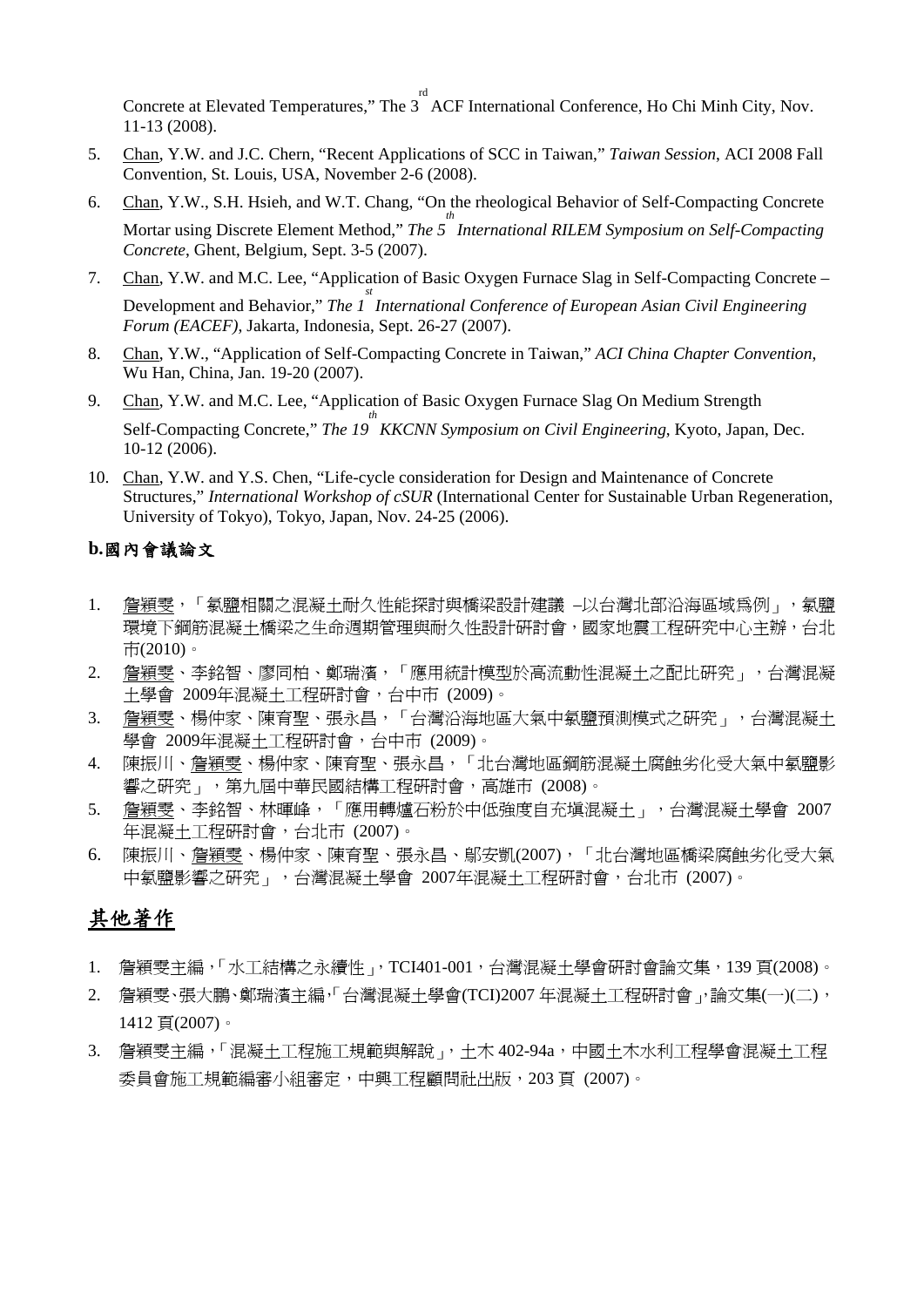Concrete at Elevated Temperatures," The 3rd ACF International Conference, Ho Chi Minh City, Nov. 11-13 (2008).

5. Chan, Y.W. and J.C. Chern, "Recent Applications of SCC in Taiwan," *Taiwan Session*, ACI 2008 Fall Convention, St. Louis, USA, November 2-6 (2008).
6. Chan, Y.W., S.H. Hsieh, and W.T. Chang, "On the rheological Behavior of Self-Compacting Concrete Mortar using Discrete Element Method," *The 5th International RILEM Symposium on Self-Compacting Concrete*, Ghent, Belgium, Sept. 3-5 (2007).
7. Chan, Y.W. and M.C. Lee, "Application of Basic Oxygen Furnace Slag in Self-Compacting Concrete – Development and Behavior," *The 1st International Conference of European Asian Civil Engineering Forum (EACEF)*, Jakarta, Indonesia, Sept. 26-27 (2007).
8. Chan, Y.W., "Application of Self-Compacting Concrete in Taiwan," *ACI China Chapter Convention*, Wu Han, China, Jan. 19-20 (2007).
9. Chan, Y.W. and M.C. Lee, "Application of Basic Oxygen Furnace Slag On Medium Strength Self-Compacting Concrete," *The 19th KKCNN Symposium on Civil Engineering*, Kyoto, Japan, Dec. 10-12 (2006).
10. Chan, Y.W. and Y.S. Chen, "Life-cycle consideration for Design and Maintenance of Concrete Structures," *International Workshop of cSUR* (International Center for Sustainable Urban Regeneration, University of Tokyo), Tokyo, Japan, Nov. 24-25 (2006).

**b.國內會議論文**

1. 詹穎雯，「氯鹽相關之混凝土耐久性能探討與橋梁設計建議 –以台灣北部沿海區域爲例」，氯鹽環境下鋼筋混凝土橋梁之生命週期管理與耐久性設計研討會，國家地震工程研究中心主辦，台北市(2010)。
2. 詹穎雯、李銘智、廖同柏、鄭瑞濱，「應用統計模型於高流動性混凝土之配比研究」，台灣混凝土學會 2009年混凝土工程研討會，台中市 (2009)。
3. 詹穎雯、楊仲家、陳育聖、張永昌，「台灣沿海地區大氣中氯鹽預測模式之研究」，台灣混凝土學會 2009年混凝土工程研討會，台中市 (2009)。
4. 陳振川、詹穎雯、楊仲家、陳育聖、張永昌，「北台灣地區鋼筋混凝土腐蝕劣化受大氣中氯鹽影響之研究」，第九屆中華民國結構工程研討會，高雄市 (2008)。
5. 詹穎雯、李銘智、林暉峰，「應用轉爐石粉於中低強度自充填混凝土」，台灣混凝土學會 2007年混凝土工程研討會，台北市 (2007)。
6. 陳振川、詹穎雯、楊仲家、陳育聖、張永昌、鄔安凱(2007)，「北台灣地區橋梁腐蝕劣化受大氣中氯鹽影響之研究」，台灣混凝土學會 2007年混凝土工程研討會，台北市 (2007)。

## 其他著作

1. 詹穎雯主編，「水工結構之永續性」，TCI401-001，台灣混凝土學會研討會論文集，139 頁(2008)。
2. 詹穎雯、張大鵬、鄭瑞濱主編，「台灣混凝土學會(TCI)2007 年混凝土工程研討會」，論文集(一)(二)，1412 頁(2007)。
3. 詹穎雯主編，「混凝土工程施工規範與解說」，土木 402-94a，中國土木水利工程學會混凝土工程委員會施工規範編審小組審定，中興工程顧問社出版，203 頁 (2007)。